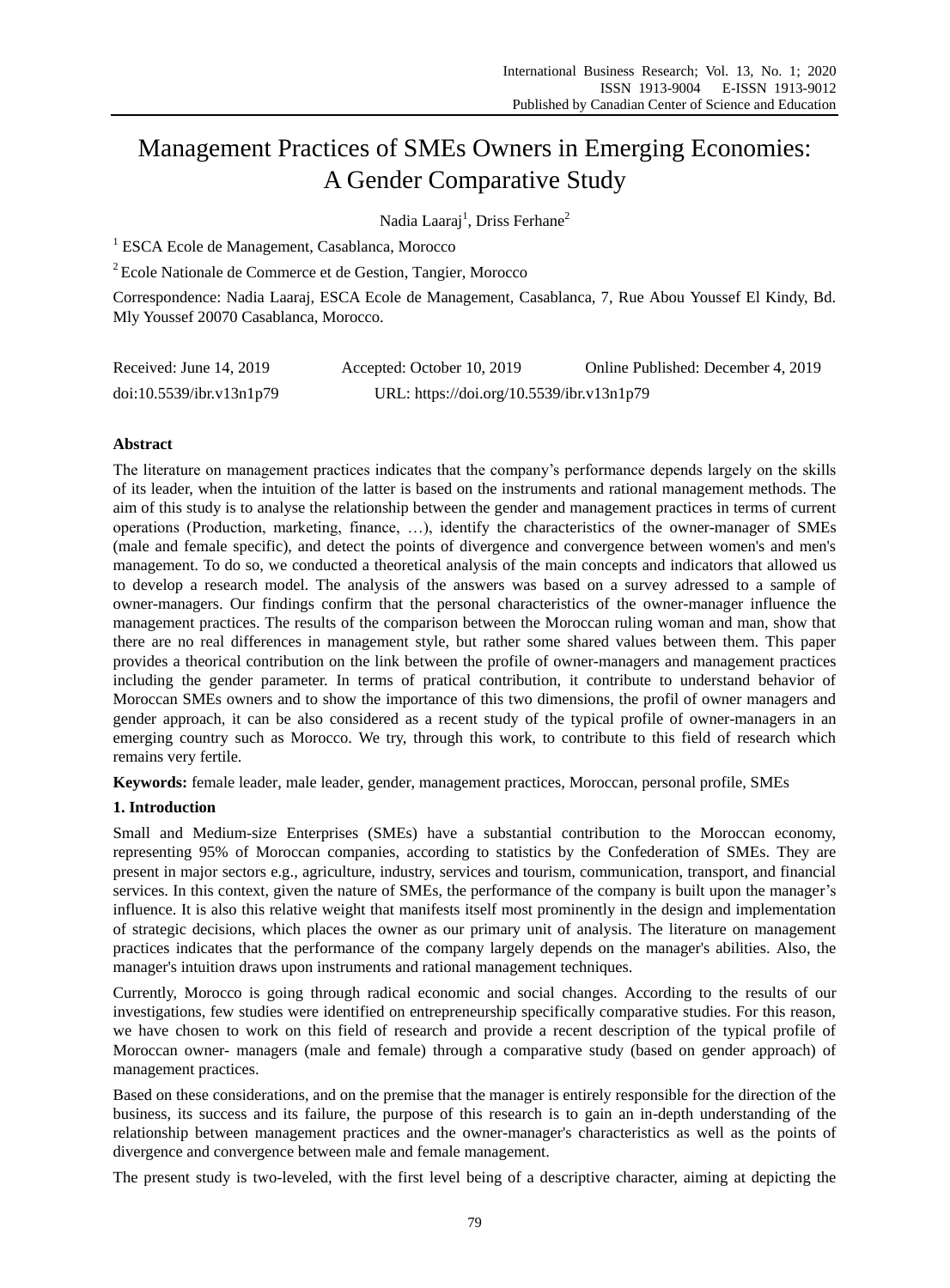# Management Practices of SMEs Owners in Emerging Economies: A Gender Comparative Study

Nadia Laaraj[1], Driss Ferhane[2]

[1] ESCA Ecole de Management, Casablanca, Morocco

[2] Ecole Nationale de Commerce et de Gestion, Tangier, Morocco

Correspondence: Nadia Laaraj, ESCA Ecole de Management, Casablanca, 7, Rue Abou Youssef El Kindy, Bd. Mly Youssef 20070 Casablanca, Morocco.

| Received: June 14, 2019 | Accepted: October 10, 2019 | Online Published: December 4, 2019 |
|---|---|---|
| doi:10.5539/ibr.v13n1p79 | URL: https://doi.org/10.5539/ibr.v13n1p79 | |

**Abstract**

The literature on management practices indicates that the company's performance depends largely on the skills of its leader, when the intuition of the latter is based on the instruments and rational management methods. The aim of this study is to analyse the relationship between the gender and management practices in terms of current operations (Production, marketing, finance, …), identify the characteristics of the owner-manager of SMEs (male and female specific), and detect the points of divergence and convergence between women's and men's management. To do so, we conducted a theoretical analysis of the main concepts and indicators that allowed us to develop a research model. The analysis of the answers was based on a survey adressed to a sample of owner-managers. Our findings confirm that the personal characteristics of the owner-manager influence the management practices. The results of the comparison between the Moroccan ruling woman and man, show that there are no real differences in management style, but rather some shared values between them. This paper provides a theorical contribution on the link between the profile of owner-managers and management practices including the gender parameter. In terms of pratical contribution, it contribute to understand behavior of Moroccan SMEs owners and to show the importance of this two dimensions, the profil of owner managers and gender approach, it can be also considered as a recent study of the typical profile of owner-managers in an emerging country such as Morocco. We try, through this work, to contribute to this field of research which remains very fertile.

**Keywords:** female leader, male leader, gender, management practices, Moroccan, personal profile, SMEs

## 1. Introduction

Small and Medium-size Enterprises (SMEs) have a substantial contribution to the Moroccan economy, representing 95% of Moroccan companies, according to statistics by the Confederation of SMEs. They are present in major sectors e.g., agriculture, industry, services and tourism, communication, transport, and financial services. In this context, given the nature of SMEs, the performance of the company is built upon the manager's influence. It is also this relative weight that manifests itself most prominently in the design and implementation of strategic decisions, which places the owner as our primary unit of analysis. The literature on management practices indicates that the performance of the company largely depends on the manager's abilities. Also, the manager's intuition draws upon instruments and rational management techniques.

Currently, Morocco is going through radical economic and social changes. According to the results of our investigations, few studies were identified on entrepreneurship specifically comparative studies. For this reason, we have chosen to work on this field of research and provide a recent description of the typical profile of Moroccan owner- managers (male and female) through a comparative study (based on gender approach) of management practices.

Based on these considerations, and on the premise that the manager is entirely responsible for the direction of the business, its success and its failure, the purpose of this research is to gain an in-depth understanding of the relationship between management practices and the owner-manager's characteristics as well as the points of divergence and convergence between male and female management.

The present study is two-leveled, with the first level being of a descriptive character, aiming at depicting the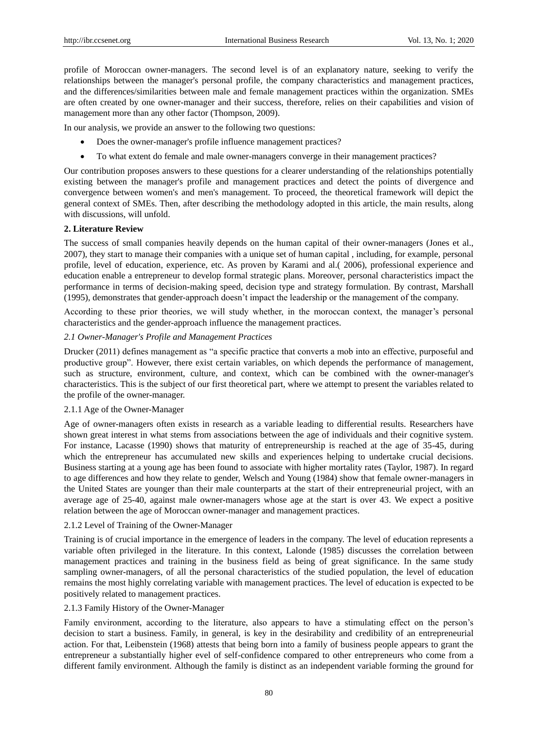profile of Moroccan owner-managers. The second level is of an explanatory nature, seeking to verify the relationships between the manager's personal profile, the company characteristics and management practices, and the differences/similarities between male and female management practices within the organization. SMEs are often created by one owner-manager and their success, therefore, relies on their capabilities and vision of management more than any other factor (Thompson, 2009).

In our analysis, we provide an answer to the following two questions:

- Does the owner-manager's profile influence management practices?
- To what extent do female and male owner-managers converge in their management practices?

Our contribution proposes answers to these questions for a clearer understanding of the relationships potentially existing between the manager's profile and management practices and detect the points of divergence and convergence between women's and men's management. To proceed, the theoretical framework will depict the general context of SMEs. Then, after describing the methodology adopted in this article, the main results, along with discussions, will unfold.

## 2. Literature Review

The success of small companies heavily depends on the human capital of their owner-managers (Jones et al., 2007), they start to manage their companies with a unique set of human capital , including, for example, personal profile, level of education, experience, etc. As proven by Karami and al.( 2006), professional experience and education enable a entrepreneur to develop formal strategic plans. Moreover, personal characteristics impact the performance in terms of decision-making speed, decision type and strategy formulation. By contrast, Marshall (1995), demonstrates that gender-approach doesn't impact the leadership or the management of the company.

According to these prior theories, we will study whether, in the moroccan context, the manager's personal characteristics and the gender-approach influence the management practices.

### *2.1 Owner-Manager's Profile and Management Practices*

Drucker (2011) defines management as "a specific practice that converts a mob into an effective, purposeful and productive group". However, there exist certain variables, on which depends the performance of management, such as structure, environment, culture, and context, which can be combined with the owner-manager's characteristics. This is the subject of our first theoretical part, where we attempt to present the variables related to the profile of the owner-manager.

#### 2.1.1 Age of the Owner-Manager

Age of owner-managers often exists in research as a variable leading to differential results. Researchers have shown great interest in what stems from associations between the age of individuals and their cognitive system. For instance, Lacasse (1990) shows that maturity of entrepreneurship is reached at the age of 35-45, during which the entrepreneur has accumulated new skills and experiences helping to undertake crucial decisions. Business starting at a young age has been found to associate with higher mortality rates (Taylor, 1987). In regard to age differences and how they relate to gender, Welsch and Young (1984) show that female owner-managers in the United States are younger than their male counterparts at the start of their entrepreneurial project, with an average age of 25-40, against male owner-managers whose age at the start is over 43. We expect a positive relation between the age of Moroccan owner-manager and management practices.

#### 2.1.2 Level of Training of the Owner-Manager

Training is of crucial importance in the emergence of leaders in the company. The level of education represents a variable often privileged in the literature. In this context, Lalonde (1985) discusses the correlation between management practices and training in the business field as being of great significance. In the same study sampling owner-managers, of all the personal characteristics of the studied population, the level of education remains the most highly correlating variable with management practices. The level of education is expected to be positively related to management practices.

#### 2.1.3 Family History of the Owner-Manager

Family environment, according to the literature, also appears to have a stimulating effect on the person's decision to start a business. Family, in general, is key in the desirability and credibility of an entrepreneurial action. For that, Leibenstein (1968) attests that being born into a family of business people appears to grant the entrepreneur a substantially higher evel of self-confidence compared to other entrepreneurs who come from a different family environment. Although the family is distinct as an independent variable forming the ground for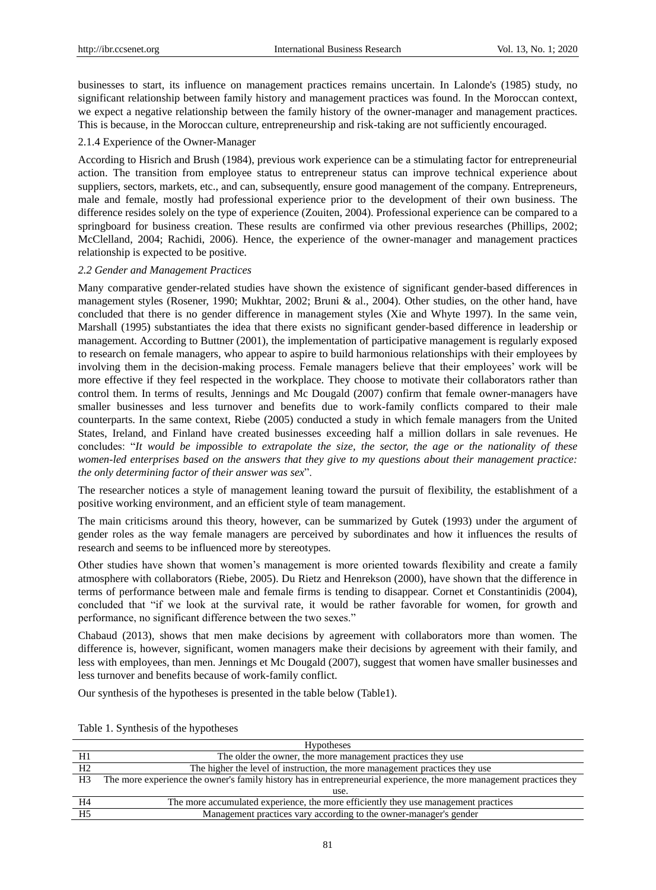businesses to start, its influence on management practices remains uncertain. In Lalonde's (1985) study, no significant relationship between family history and management practices was found. In the Moroccan context, we expect a negative relationship between the family history of the owner-manager and management practices. This is because, in the Moroccan culture, entrepreneurship and risk-taking are not sufficiently encouraged.

#### 2.1.4 Experience of the Owner-Manager

According to Hisrich and Brush (1984), previous work experience can be a stimulating factor for entrepreneurial action. The transition from employee status to entrepreneur status can improve technical experience about suppliers, sectors, markets, etc., and can, subsequently, ensure good management of the company. Entrepreneurs, male and female, mostly had professional experience prior to the development of their own business. The difference resides solely on the type of experience (Zouiten, 2004). Professional experience can be compared to a springboard for business creation. These results are confirmed via other previous researches (Phillips, 2002; McClelland, 2004; Rachidi, 2006). Hence, the experience of the owner-manager and management practices relationship is expected to be positive.

### *2.2 Gender and Management Practices*

Many comparative gender-related studies have shown the existence of significant gender-based differences in management styles (Rosener, 1990; Mukhtar, 2002; Bruni & al., 2004). Other studies, on the other hand, have concluded that there is no gender difference in management styles (Xie and Whyte 1997). In the same vein, Marshall (1995) substantiates the idea that there exists no significant gender-based difference in leadership or management. According to Buttner (2001), the implementation of participative management is regularly exposed to research on female managers, who appear to aspire to build harmonious relationships with their employees by involving them in the decision-making process. Female managers believe that their employees' work will be more effective if they feel respected in the workplace. They choose to motivate their collaborators rather than control them. In terms of results, Jennings and Mc Dougald (2007) confirm that female owner-managers have smaller businesses and less turnover and benefits due to work-family conflicts compared to their male counterparts. In the same context, Riebe (2005) conducted a study in which female managers from the United States, Ireland, and Finland have created businesses exceeding half a million dollars in sale revenues. He concludes: "*It would be impossible to extrapolate the size, the sector, the age or the nationality of these women-led enterprises based on the answers that they give to my questions about their management practice: the only determining factor of their answer was sex*".

The researcher notices a style of management leaning toward the pursuit of flexibility, the establishment of a positive working environment, and an efficient style of team management.

The main criticisms around this theory, however, can be summarized by Gutek (1993) under the argument of gender roles as the way female managers are perceived by subordinates and how it influences the results of research and seems to be influenced more by stereotypes.

Other studies have shown that women's management is more oriented towards flexibility and create a family atmosphere with collaborators (Riebe, 2005). Du Rietz and Henrekson (2000), have shown that the difference in terms of performance between male and female firms is tending to disappear. Cornet et Constantinidis (2004), concluded that "if we look at the survival rate, it would be rather favorable for women, for growth and performance, no significant difference between the two sexes."

Chabaud (2013), shows that men make decisions by agreement with collaborators more than women. The difference is, however, significant, women managers make their decisions by agreement with their family, and less with employees, than men. Jennings et Mc Dougald (2007), suggest that women have smaller businesses and less turnover and benefits because of work-family conflict.

Our synthesis of the hypotheses is presented in the table below (Table1).

Table 1. Synthesis of the hypotheses

| | Hypotheses |
|---|---|
| H1 | The older the owner, the more management practices they use |
| H2 | The higher the level of instruction, the more management practices they use |
| H3 | The more experience the owner's family history has in entrepreneurial experience, the more management practices they use. |
| H4 | The more accumulated experience, the more efficiently they use management practices |
| H5 | Management practices vary according to the owner-manager's gender |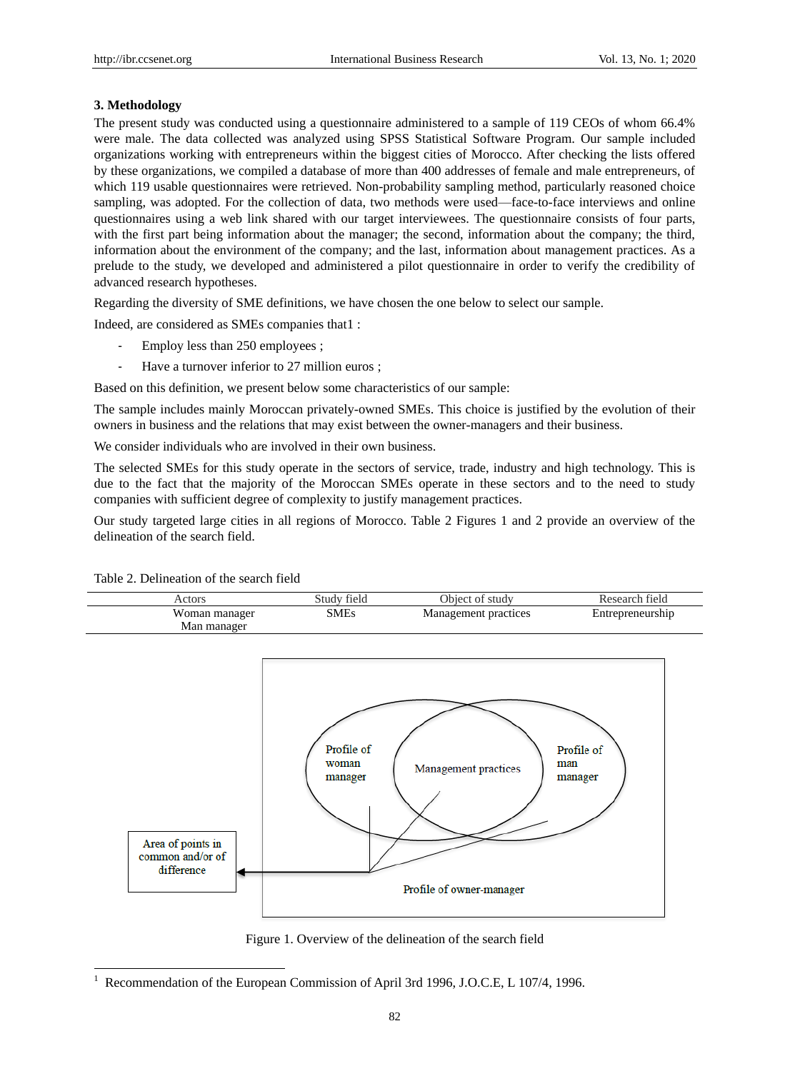## 3. Methodology

The present study was conducted using a questionnaire administered to a sample of 119 CEOs of whom 66.4% were male. The data collected was analyzed using SPSS Statistical Software Program. Our sample included organizations working with entrepreneurs within the biggest cities of Morocco. After checking the lists offered by these organizations, we compiled a database of more than 400 addresses of female and male entrepreneurs, of which 119 usable questionnaires were retrieved. Non-probability sampling method, particularly reasoned choice sampling, was adopted. For the collection of data, two methods were used—face-to-face interviews and online questionnaires using a web link shared with our target interviewees. The questionnaire consists of four parts, with the first part being information about the manager; the second, information about the company; the third, information about the environment of the company; and the last, information about management practices. As a prelude to the study, we developed and administered a pilot questionnaire in order to verify the credibility of advanced research hypotheses.

Regarding the diversity of SME definitions, we have chosen the one below to select our sample.

Indeed, are considered as SMEs companies that[1] :

- Employ less than 250 employees ;
- Have a turnover inferior to 27 million euros ;

Based on this definition, we present below some characteristics of our sample:

The sample includes mainly Moroccan privately-owned SMEs. This choice is justified by the evolution of their owners in business and the relations that may exist between the owner-managers and their business.

We consider individuals who are involved in their own business.

The selected SMEs for this study operate in the sectors of service, trade, industry and high technology. This is due to the fact that the majority of the Moroccan SMEs operate in these sectors and to the need to study companies with sufficient degree of complexity to justify management practices.

Our study targeted large cities in all regions of Morocco. Table 2 Figures 1 and 2 provide an overview of the delineation of the search field.

Table 2. Delineation of the search field

| Actors | Study field | Object of study | Research field |
|---|---|---|---|
| Woman manager<br>Man manager | SMEs | Management practices | Entrepreneurship |

Profile of woman manager | Management practices | Profile of man manager | Area of points in common and/or of difference | Profile of owner-manager

Figure 1. Overview of the delineation of the search field

[1] Recommendation of the European Commission of April 3rd 1996, J.O.C.E, L 107/4, 1996.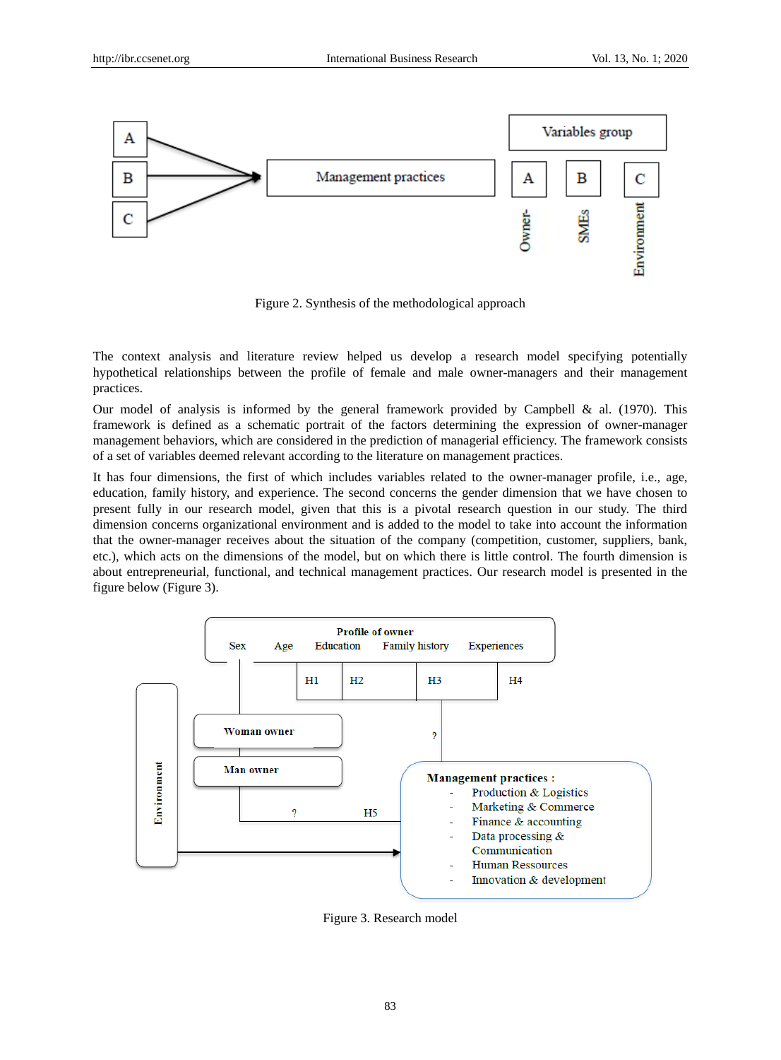Figure 2. Synthesis of the methodological approach

The context analysis and literature review helped us develop a research model specifying potentially hypothetical relationships between the profile of female and male owner-managers and their management practices.

Our model of analysis is informed by the general framework provided by Campbell & al. (1970). This framework is defined as a schematic portrait of the factors determining the expression of owner-manager management behaviors, which are considered in the prediction of managerial efficiency. The framework consists of a set of variables deemed relevant according to the literature on management practices.

It has four dimensions, the first of which includes variables related to the owner-manager profile, i.e., age, education, family history, and experience. The second concerns the gender dimension that we have chosen to present fully in our research model, given that this is a pivotal research question in our study. The third dimension concerns organizational environment and is added to the model to take into account the information that the owner-manager receives about the situation of the company (competition, customer, suppliers, bank, etc.), which acts on the dimensions of the model, but on which there is little control. The fourth dimension is about entrepreneurial, functional, and technical management practices. Our research model is presented in the figure below (Figure 3).

Figure 3. Research model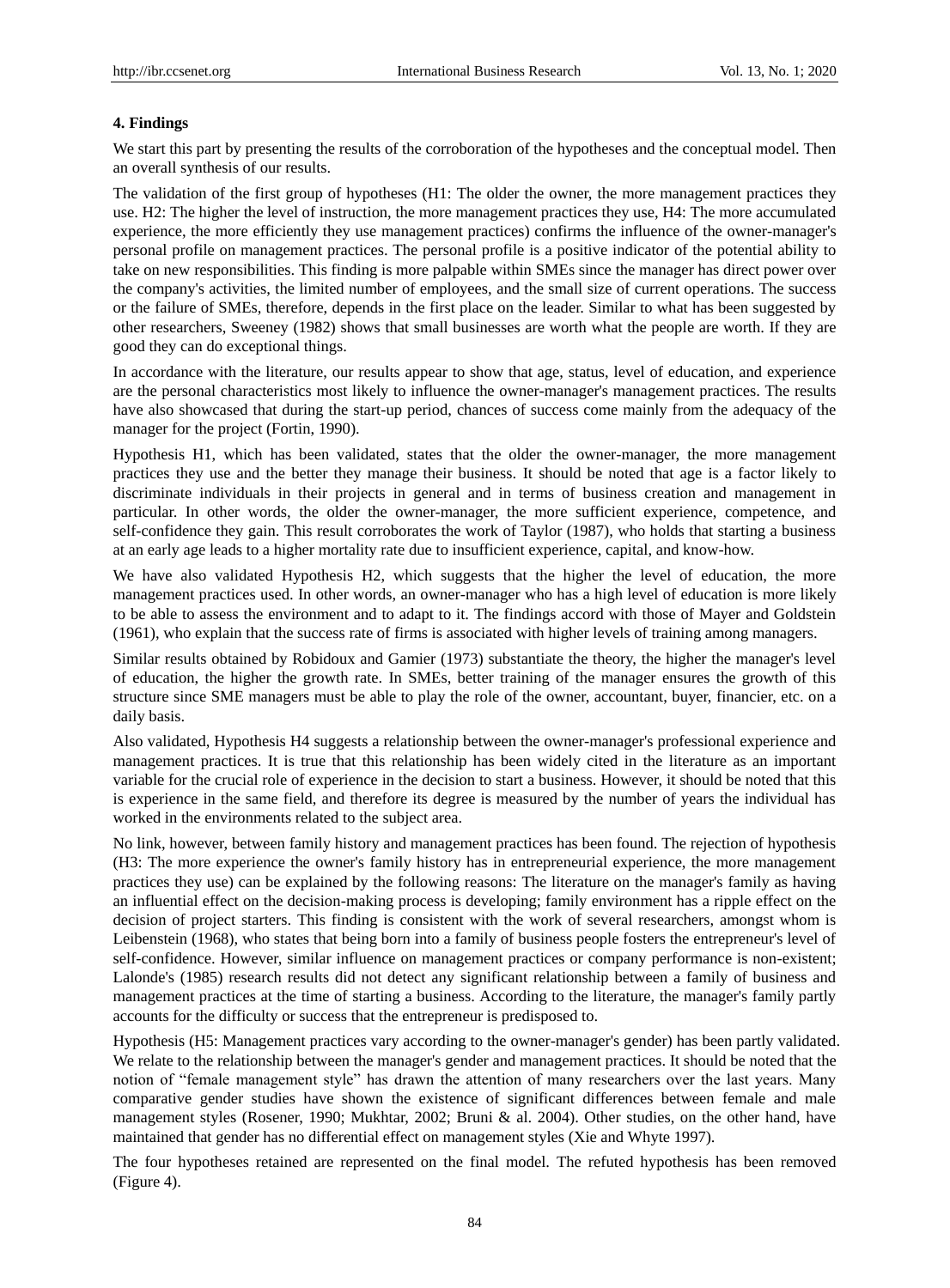### 4. Findings

We start this part by presenting the results of the corroboration of the hypotheses and the conceptual model. Then an overall synthesis of our results.

The validation of the first group of hypotheses (H1: The older the owner, the more management practices they use. H2: The higher the level of instruction, the more management practices they use, H4: The more accumulated experience, the more efficiently they use management practices) confirms the influence of the owner-manager's personal profile on management practices. The personal profile is a positive indicator of the potential ability to take on new responsibilities. This finding is more palpable within SMEs since the manager has direct power over the company's activities, the limited number of employees, and the small size of current operations. The success or the failure of SMEs, therefore, depends in the first place on the leader. Similar to what has been suggested by other researchers, Sweeney (1982) shows that small businesses are worth what the people are worth. If they are good they can do exceptional things.

In accordance with the literature, our results appear to show that age, status, level of education, and experience are the personal characteristics most likely to influence the owner-manager's management practices. The results have also showcased that during the start-up period, chances of success come mainly from the adequacy of the manager for the project (Fortin, 1990).

Hypothesis H1, which has been validated, states that the older the owner-manager, the more management practices they use and the better they manage their business. It should be noted that age is a factor likely to discriminate individuals in their projects in general and in terms of business creation and management in particular. In other words, the older the owner-manager, the more sufficient experience, competence, and self-confidence they gain. This result corroborates the work of Taylor (1987), who holds that starting a business at an early age leads to a higher mortality rate due to insufficient experience, capital, and know-how.

We have also validated Hypothesis H2, which suggests that the higher the level of education, the more management practices used. In other words, an owner-manager who has a high level of education is more likely to be able to assess the environment and to adapt to it. The findings accord with those of Mayer and Goldstein (1961), who explain that the success rate of firms is associated with higher levels of training among managers.

Similar results obtained by Robidoux and Gamier (1973) substantiate the theory, the higher the manager's level of education, the higher the growth rate. In SMEs, better training of the manager ensures the growth of this structure since SME managers must be able to play the role of the owner, accountant, buyer, financier, etc. on a daily basis.

Also validated, Hypothesis H4 suggests a relationship between the owner-manager's professional experience and management practices. It is true that this relationship has been widely cited in the literature as an important variable for the crucial role of experience in the decision to start a business. However, it should be noted that this is experience in the same field, and therefore its degree is measured by the number of years the individual has worked in the environments related to the subject area.

No link, however, between family history and management practices has been found. The rejection of hypothesis (H3: The more experience the owner's family history has in entrepreneurial experience, the more management practices they use) can be explained by the following reasons: The literature on the manager's family as having an influential effect on the decision-making process is developing; family environment has a ripple effect on the decision of project starters. This finding is consistent with the work of several researchers, amongst whom is Leibenstein (1968), who states that being born into a family of business people fosters the entrepreneur's level of self-confidence. However, similar influence on management practices or company performance is non-existent; Lalonde's (1985) research results did not detect any significant relationship between a family of business and management practices at the time of starting a business. According to the literature, the manager's family partly accounts for the difficulty or success that the entrepreneur is predisposed to.

Hypothesis (H5: Management practices vary according to the owner-manager's gender) has been partly validated. We relate to the relationship between the manager's gender and management practices. It should be noted that the notion of "female management style" has drawn the attention of many researchers over the last years. Many comparative gender studies have shown the existence of significant differences between female and male management styles (Rosener, 1990; Mukhtar, 2002; Bruni & al. 2004). Other studies, on the other hand, have maintained that gender has no differential effect on management styles (Xie and Whyte 1997).

The four hypotheses retained are represented on the final model. The refuted hypothesis has been removed (Figure 4).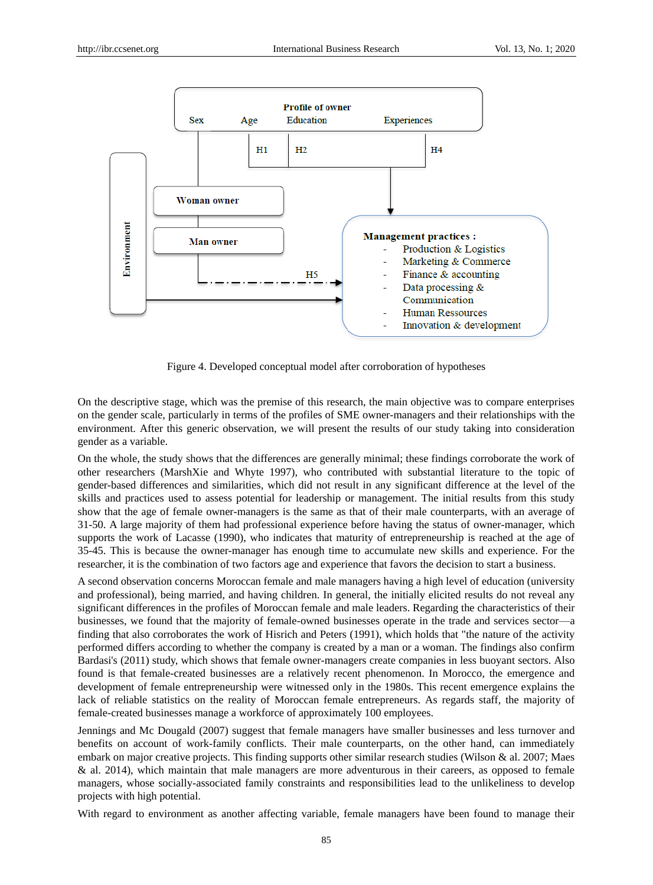Figure 4. Developed conceptual model after corroboration of hypotheses

On the descriptive stage, which was the premise of this research, the main objective was to compare enterprises on the gender scale, particularly in terms of the profiles of SME owner-managers and their relationships with the environment. After this generic observation, we will present the results of our study taking into consideration gender as a variable.

On the whole, the study shows that the differences are generally minimal; these findings corroborate the work of other researchers (MarshXie and Whyte 1997), who contributed with substantial literature to the topic of gender-based differences and similarities, which did not result in any significant difference at the level of the skills and practices used to assess potential for leadership or management. The initial results from this study show that the age of female owner-managers is the same as that of their male counterparts, with an average of 31-50. A large majority of them had professional experience before having the status of owner-manager, which supports the work of Lacasse (1990), who indicates that maturity of entrepreneurship is reached at the age of 35-45. This is because the owner-manager has enough time to accumulate new skills and experience. For the researcher, it is the combination of two factors age and experience that favors the decision to start a business.

A second observation concerns Moroccan female and male managers having a high level of education (university and professional), being married, and having children. In general, the initially elicited results do not reveal any significant differences in the profiles of Moroccan female and male leaders. Regarding the characteristics of their businesses, we found that the majority of female-owned businesses operate in the trade and services sector—a finding that also corroborates the work of Hisrich and Peters (1991), which holds that "the nature of the activity performed differs according to whether the company is created by a man or a woman. The findings also confirm Bardasi's (2011) study, which shows that female owner-managers create companies in less buoyant sectors. Also found is that female-created businesses are a relatively recent phenomenon. In Morocco, the emergence and development of female entrepreneurship were witnessed only in the 1980s. This recent emergence explains the lack of reliable statistics on the reality of Moroccan female entrepreneurs. As regards staff, the majority of female-created businesses manage a workforce of approximately 100 employees.

Jennings and Mc Dougald (2007) suggest that female managers have smaller businesses and less turnover and benefits on account of work-family conflicts. Their male counterparts, on the other hand, can immediately embark on major creative projects. This finding supports other similar research studies (Wilson & al. 2007; Maes & al. 2014), which maintain that male managers are more adventurous in their careers, as opposed to female managers, whose socially-associated family constraints and responsibilities lead to the unlikeliness to develop projects with high potential.

With regard to environment as another affecting variable, female managers have been found to manage their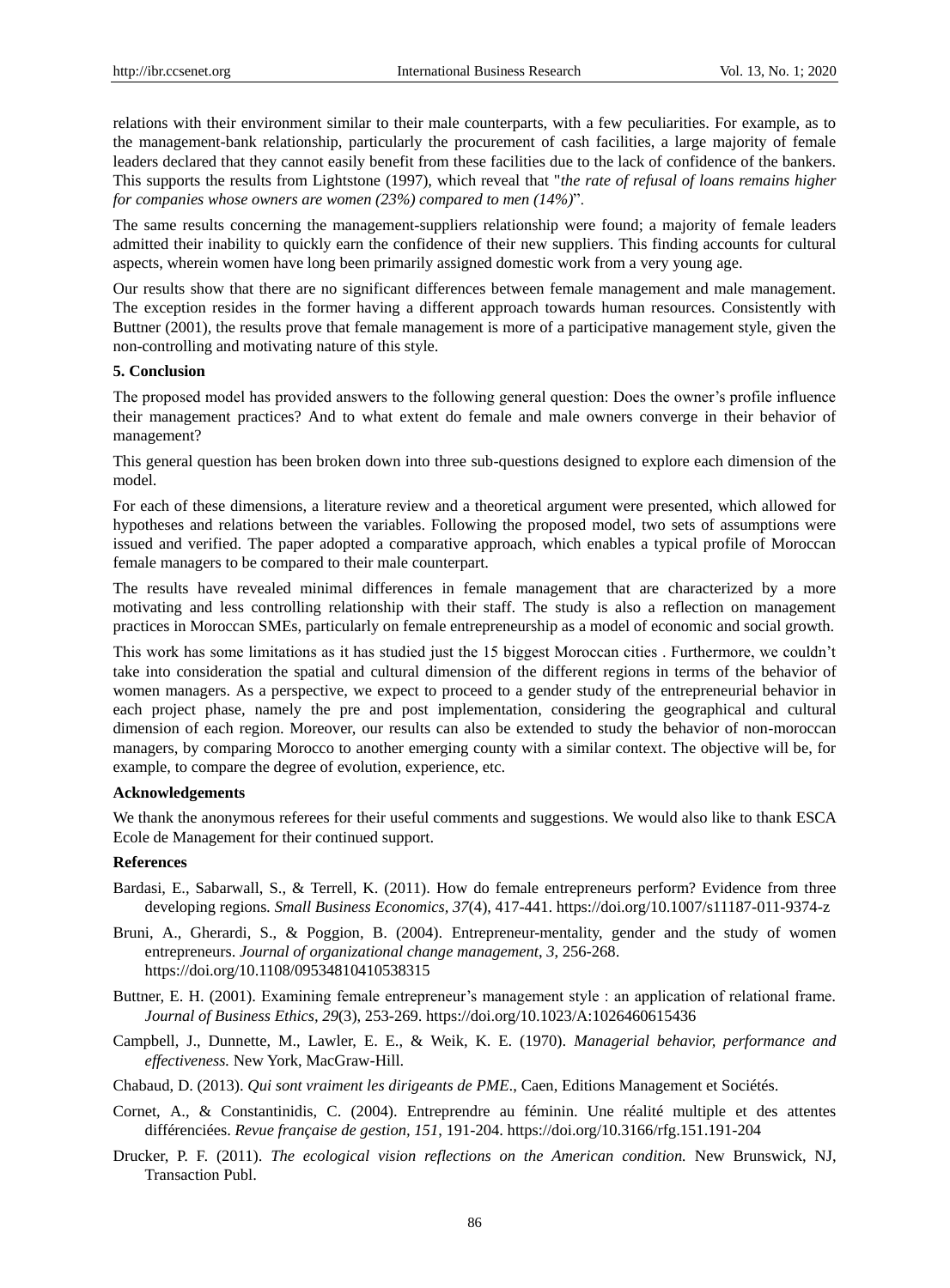relations with their environment similar to their male counterparts, with a few peculiarities. For example, as to the management-bank relationship, particularly the procurement of cash facilities, a large majority of female leaders declared that they cannot easily benefit from these facilities due to the lack of confidence of the bankers. This supports the results from Lightstone (1997), which reveal that "*the rate of refusal of loans remains higher for companies whose owners are women (23%) compared to men (14%)*".

The same results concerning the management-suppliers relationship were found; a majority of female leaders admitted their inability to quickly earn the confidence of their new suppliers. This finding accounts for cultural aspects, wherein women have long been primarily assigned domestic work from a very young age.

Our results show that there are no significant differences between female management and male management. The exception resides in the former having a different approach towards human resources. Consistently with Buttner (2001), the results prove that female management is more of a participative management style, given the non-controlling and motivating nature of this style.

## 5. Conclusion

The proposed model has provided answers to the following general question: Does the owner's profile influence their management practices? And to what extent do female and male owners converge in their behavior of management?

This general question has been broken down into three sub-questions designed to explore each dimension of the model.

For each of these dimensions, a literature review and a theoretical argument were presented, which allowed for hypotheses and relations between the variables. Following the proposed model, two sets of assumptions were issued and verified. The paper adopted a comparative approach, which enables a typical profile of Moroccan female managers to be compared to their male counterpart.

The results have revealed minimal differences in female management that are characterized by a more motivating and less controlling relationship with their staff. The study is also a reflection on management practices in Moroccan SMEs, particularly on female entrepreneurship as a model of economic and social growth.

This work has some limitations as it has studied just the 15 biggest Moroccan cities . Furthermore, we couldn't take into consideration the spatial and cultural dimension of the different regions in terms of the behavior of women managers. As a perspective, we expect to proceed to a gender study of the entrepreneurial behavior in each project phase, namely the pre and post implementation, considering the geographical and cultural dimension of each region. Moreover, our results can also be extended to study the behavior of non-moroccan managers, by comparing Morocco to another emerging county with a similar context. The objective will be, for example, to compare the degree of evolution, experience, etc.

## Acknowledgements

We thank the anonymous referees for their useful comments and suggestions. We would also like to thank ESCA Ecole de Management for their continued support.

## References

Bardasi, E., Sabarwall, S., & Terrell, K. (2011). How do female entrepreneurs perform? Evidence from three developing regions. *Small Business Economics*, *37*(4), 417-441. https://doi.org/10.1007/s11187-011-9374-z

Bruni, A., Gherardi, S., & Poggion, B. (2004). Entrepreneur-mentality, gender and the study of women entrepreneurs. *Journal of organizational change management*, *3*, 256-268. https://doi.org/10.1108/09534810410538315

Buttner, E. H. (2001). Examining female entrepreneur's management style : an application of relational frame. *Journal of Business Ethics*, *29*(3), 253-269. https://doi.org/10.1023/A:1026460615436

Campbell, J., Dunnette, M., Lawler, E. E., & Weik, K. E. (1970). *Managerial behavior, performance and effectiveness.* New York, MacGraw-Hill.

Chabaud, D. (2013). *Qui sont vraiment les dirigeants de PME*., Caen, Editions Management et Sociétés.

Cornet, A., & Constantinidis, C. (2004). Entreprendre au féminin. Une réalité multiple et des attentes différenciées. *Revue française de gestion*, *151*, 191-204. https://doi.org/10.3166/rfg.151.191-204

Drucker, P. F. (2011). *The ecological vision reflections on the American condition.* New Brunswick, NJ, Transaction Publ.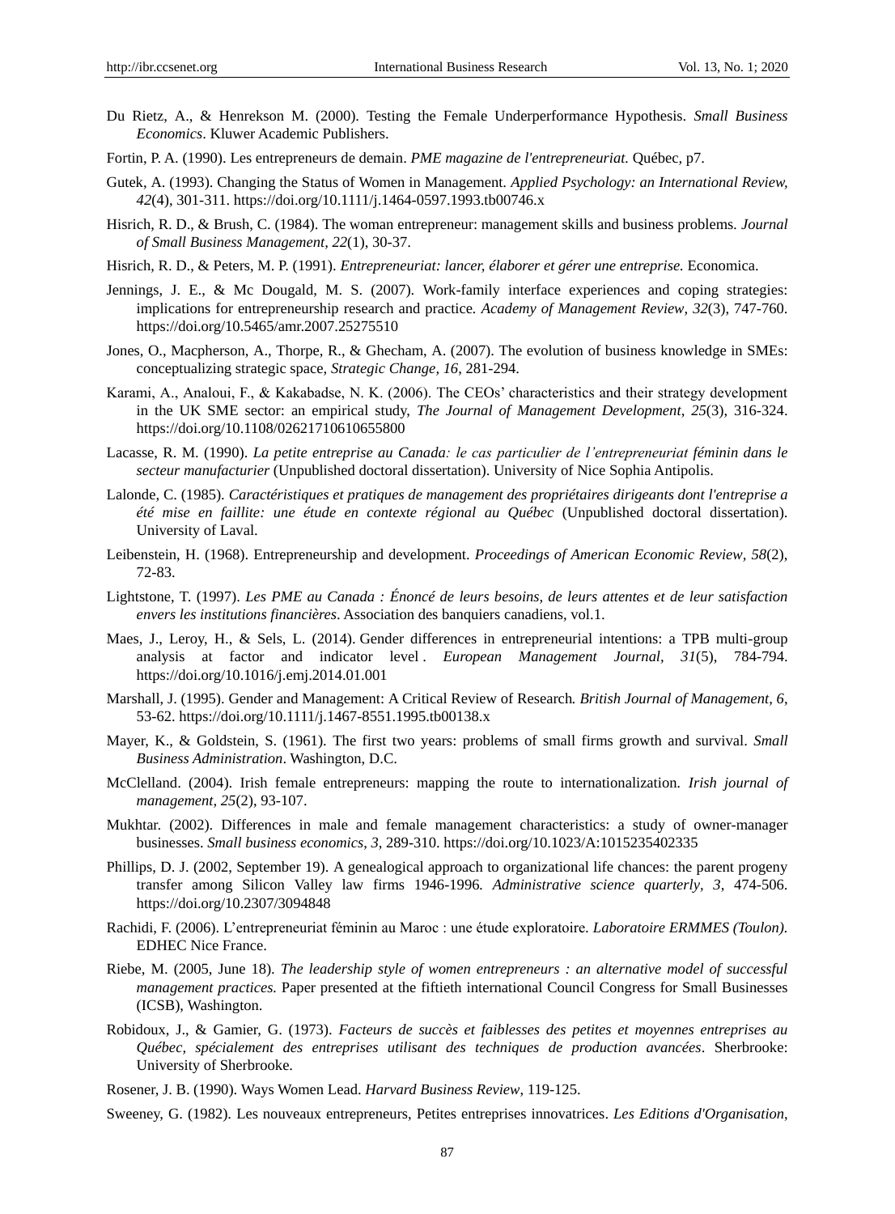Du Rietz, A., & Henrekson M. (2000). Testing the Female Underperformance Hypothesis. *Small Business Economics*. Kluwer Academic Publishers.

Fortin, P. A. (1990). Les entrepreneurs de demain. *PME magazine de l'entrepreneuriat.* Québec, p7.

Gutek, A. (1993). Changing the Status of Women in Management. *Applied Psychology: an International Review, 42*(4), 301-311. https://doi.org/10.1111/j.1464-0597.1993.tb00746.x

Hisrich, R. D., & Brush, C. (1984). The woman entrepreneur: management skills and business problems. *Journal of Small Business Management, 22*(1), 30-37.

Hisrich, R. D., & Peters, M. P. (1991). *Entrepreneuriat: lancer, élaborer et gérer une entreprise.* Economica.

Jennings, J. E., & Mc Dougald, M. S. (2007). Work-family interface experiences and coping strategies: implications for entrepreneurship research and practice. *Academy of Management Review, 32*(3), 747-760. https://doi.org/10.5465/amr.2007.25275510

Jones, O., Macpherson, A., Thorpe, R., & Ghecham, A. (2007). The evolution of business knowledge in SMEs: conceptualizing strategic space, *Strategic Change, 16*, 281-294.

Karami, A., Analoui, F., & Kakabadse, N. K. (2006). The CEOs' characteristics and their strategy development in the UK SME sector: an empirical study, *The Journal of Management Development, 25*(3), 316-324. https://doi.org/10.1108/02621710610655800

Lacasse, R. M. (1990). *La petite entreprise au Canada: le cas particulier de l'entrepreneuriat féminin dans le secteur manufacturier* (Unpublished doctoral dissertation). University of Nice Sophia Antipolis.

Lalonde, C. (1985). *Caractéristiques et pratiques de management des propriétaires dirigeants dont l'entreprise a été mise en faillite: une étude en contexte régional au Québec* (Unpublished doctoral dissertation). University of Laval.

Leibenstein, H. (1968). Entrepreneurship and development. *Proceedings of American Economic Review, 58*(2), 72-83.

Lightstone, T. (1997). *Les PME au Canada : Énoncé de leurs besoins, de leurs attentes et de leur satisfaction envers les institutions financières*. Association des banquiers canadiens, vol.1.

Maes, J., Leroy, H., & Sels, L. (2014). Gender differences in entrepreneurial intentions: a TPB multi-group analysis at factor and indicator level . *European Management Journal, 31*(5), 784-794. https://doi.org/10.1016/j.emj.2014.01.001

Marshall, J. (1995). Gender and Management: A Critical Review of Research*. British Journal of Management, 6*, 53-62. https://doi.org/10.1111/j.1467-8551.1995.tb00138.x

Mayer, K., & Goldstein, S. (1961). The first two years: problems of small firms growth and survival. *Small Business Administration*. Washington, D.C.

McClelland. (2004). Irish female entrepreneurs: mapping the route to internationalization. *Irish journal of management, 25*(2), 93-107.

Mukhtar. (2002). Differences in male and female management characteristics: a study of owner-manager businesses. *Small business economics, 3*, 289-310. https://doi.org/10.1023/A:1015235402335

Phillips, D. J. (2002, September 19). A genealogical approach to organizational life chances: the parent progeny transfer among Silicon Valley law firms 1946-1996*. Administrative science quarterly, 3*, 474-506. https://doi.org/10.2307/3094848

Rachidi, F. (2006). L'entrepreneuriat féminin au Maroc : une étude exploratoire. *Laboratoire ERMMES (Toulon)*. EDHEC Nice France.

Riebe, M. (2005, June 18). *The leadership style of women entrepreneurs : an alternative model of successful management practices.* Paper presented at the fiftieth international Council Congress for Small Businesses (ICSB), Washington.

Robidoux, J., & Gamier, G. (1973). *Facteurs de succès et faiblesses des petites et moyennes entreprises au Québec, spécialement des entreprises utilisant des techniques de production avancées*. Sherbrooke: University of Sherbrooke.

Rosener, J. B. (1990). Ways Women Lead. *Harvard Business Review*, 119-125.

Sweeney, G. (1982). Les nouveaux entrepreneurs, Petites entreprises innovatrices. *Les Editions d'Organisation*,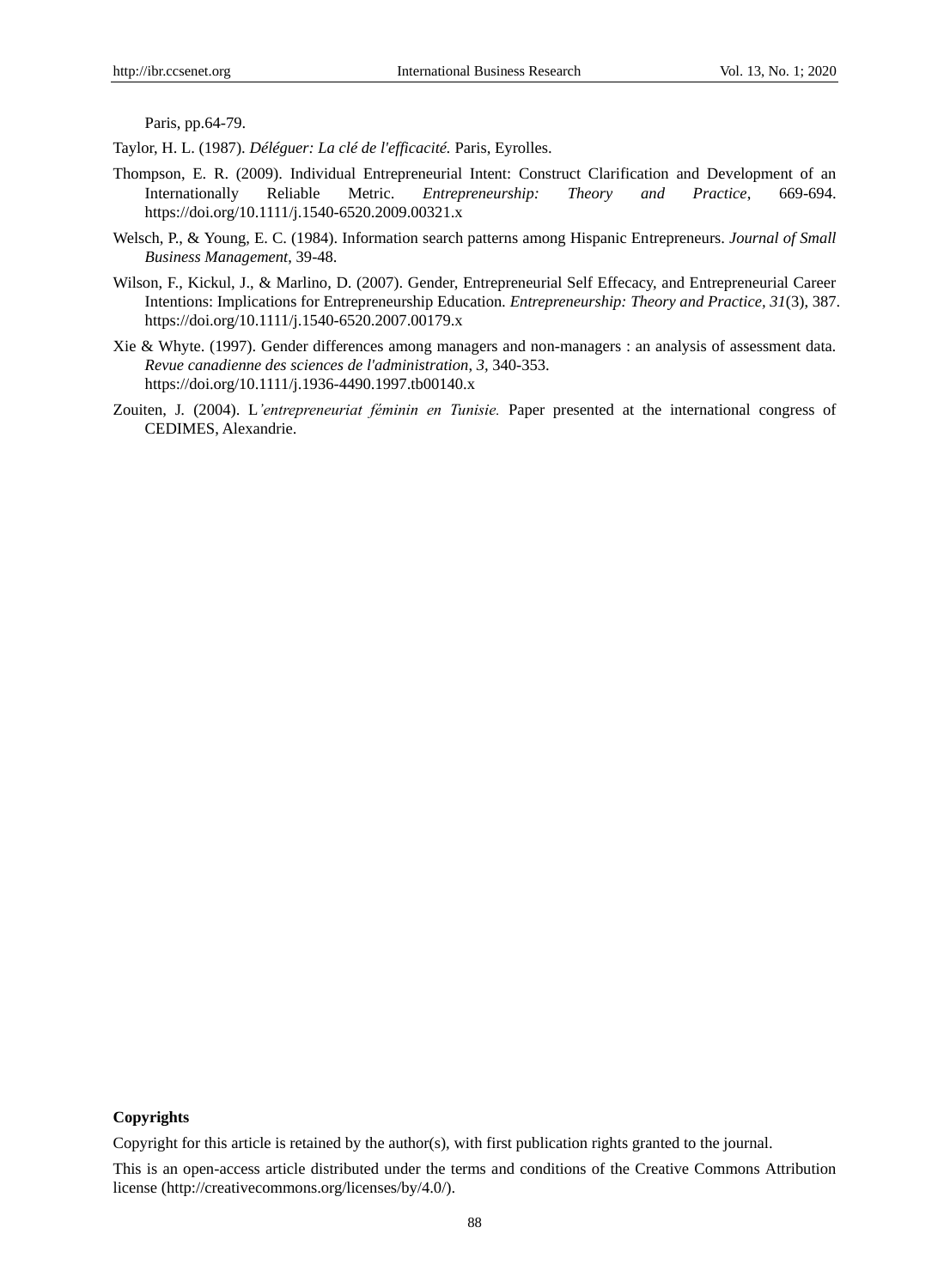Paris, pp.64-79.

Taylor, H. L. (1987). *Déléguer: La clé de l'efficacité.* Paris, Eyrolles.

Thompson, E. R. (2009). Individual Entrepreneurial Intent: Construct Clarification and Development of an Internationally Reliable Metric. *Entrepreneurship: Theory and Practice*, 669-694. https://doi.org/10.1111/j.1540-6520.2009.00321.x

Welsch, P., & Young, E. C. (1984). Information search patterns among Hispanic Entrepreneurs. *Journal of Small Business Management*, 39-48.

Wilson, F., Kickul, J., & Marlino, D. (2007). Gender, Entrepreneurial Self Effecacy, and Entrepreneurial Career Intentions: Implications for Entrepreneurship Education. *Entrepreneurship: Theory and Practice, 31*(3), 387. https://doi.org/10.1111/j.1540-6520.2007.00179.x

Xie & Whyte. (1997). Gender differences among managers and non-managers : an analysis of assessment data. *Revue canadienne des sciences de l'administration, 3,* 340-353. https://doi.org/10.1111/j.1936-4490.1997.tb00140.x

Zouiten, J. (2004). L*'entrepreneuriat féminin en Tunisie.* Paper presented at the international congress of CEDIMES, Alexandrie.

**Copyrights**

Copyright for this article is retained by the author(s), with first publication rights granted to the journal.

This is an open-access article distributed under the terms and conditions of the Creative Commons Attribution license (http://creativecommons.org/licenses/by/4.0/).